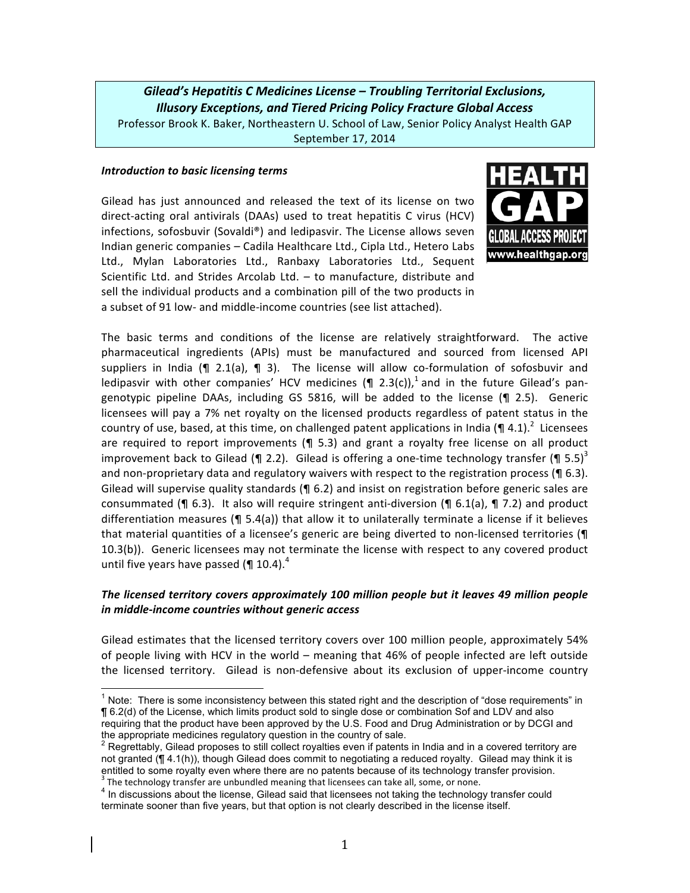***Gilead's Hepatitis C Medicines License – Troubling Territorial Exclusions, Illusory Exceptions, and Tiered Pricing Policy Fracture Global Access***

Professor Brook K. Baker, Northeastern U. School of Law, Senior Policy Analyst Health GAP

September 17, 2014

***Introduction to basic licensing terms***

Gilead has just announced and released the text of its license on two direct-acting oral antivirals (DAAs) used to treat hepatitis C virus (HCV) infections, sofosbuvir (Sovaldi®) and ledipasvir. The License allows seven Indian generic companies – Cadila Healthcare Ltd., Cipla Ltd., Hetero Labs Ltd., Mylan Laboratories Ltd., Ranbaxy Laboratories Ltd., Sequent Scientific Ltd. and Strides Arcolab Ltd. – to manufacture, distribute and sell the individual products and a combination pill of the two products in a subset of 91 low- and middle-income countries (see list attached).

The basic terms and conditions of the license are relatively straightforward. The active pharmaceutical ingredients (APIs) must be manufactured and sourced from licensed API suppliers in India (¶ 2.1(a), ¶ 3). The license will allow co-formulation of sofosbuvir and ledipasvir with other companies' HCV medicines (¶ 2.3(c)),[1] and in the future Gilead's pan-genotypic pipeline DAAs, including GS 5816, will be added to the license (¶ 2.5). Generic licensees will pay a 7% net royalty on the licensed products regardless of patent status in the country of use, based, at this time, on challenged patent applications in India (¶ 4.1).[2] Licensees are required to report improvements (¶ 5.3) and grant a royalty free license on all product improvement back to Gilead (¶ 2.2). Gilead is offering a one-time technology transfer (¶ 5.5)[3] and non-proprietary data and regulatory waivers with respect to the registration process (¶ 6.3). Gilead will supervise quality standards (¶ 6.2) and insist on registration before generic sales are consummated (¶ 6.3). It also will require stringent anti-diversion (¶ 6.1(a), ¶ 7.2) and product differentiation measures (¶ 5.4(a)) that allow it to unilaterally terminate a license if it believes that material quantities of a licensee's generic are being diverted to non-licensed territories (¶ 10.3(b)). Generic licensees may not terminate the license with respect to any covered product until five years have passed (¶ 10.4).[4]

***The licensed territory covers approximately 100 million people but it leaves 49 million people in middle-income countries without generic access***

Gilead estimates that the licensed territory covers over 100 million people, approximately 54% of people living with HCV in the world – meaning that 46% of people infected are left outside the licensed territory. Gilead is non-defensive about its exclusion of upper-income country

---

[1] Note: There is some inconsistency between this stated right and the description of "dose requirements" in ¶ 6.2(d) of the License, which limits product sold to single dose or combination Sof and LDV and also requiring that the product have been approved by the U.S. Food and Drug Administration or by DCGI and the appropriate medicines regulatory question in the country of sale.

[2] Regrettably, Gilead proposes to still collect royalties even if patents in India and in a covered territory are not granted (¶ 4.1(h)), though Gilead does commit to negotiating a reduced royalty. Gilead may think it is entitled to some royalty even where there are no patents because of its technology transfer provision.

[3] The technology transfer are unbundled meaning that licensees can take all, some, or none.

[4] In discussions about the license, Gilead said that licensees not taking the technology transfer could terminate sooner than five years, but that option is not clearly described in the license itself.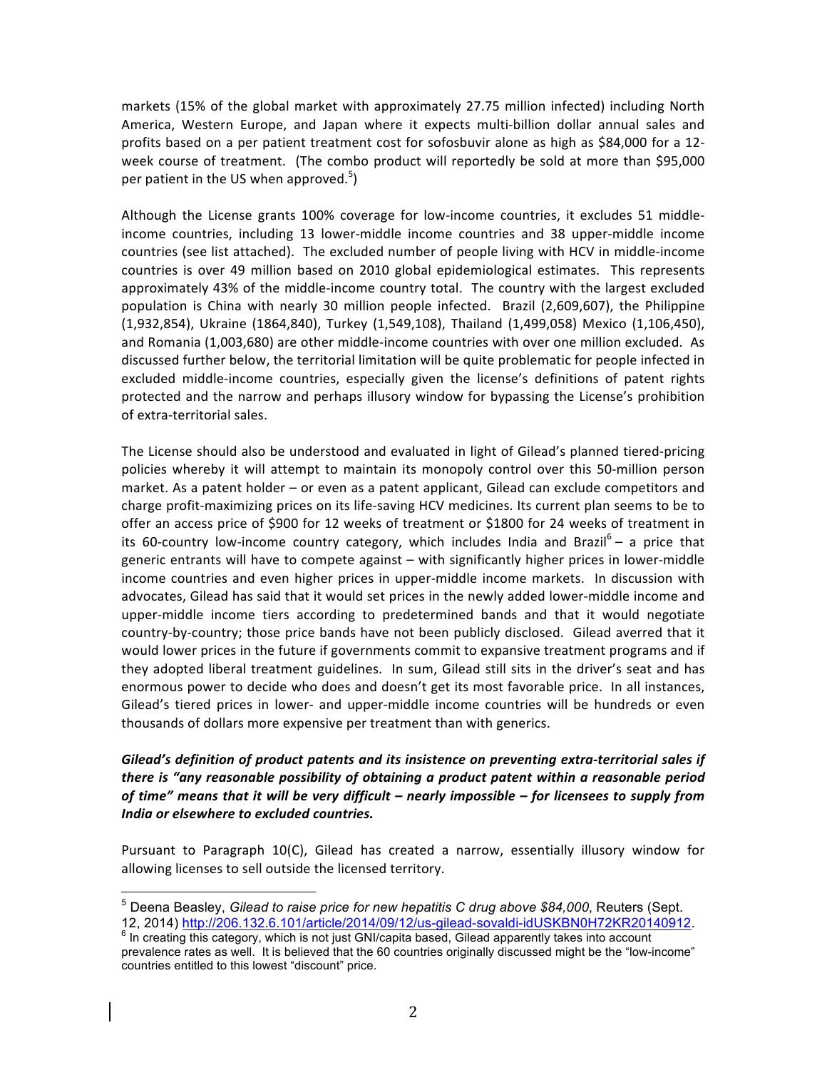markets (15% of the global market with approximately 27.75 million infected) including North America, Western Europe, and Japan where it expects multi-billion dollar annual sales and profits based on a per patient treatment cost for sofosbuvir alone as high as $84,000 for a 12-week course of treatment. (The combo product will reportedly be sold at more than $95,000 per patient in the US when approved.[5])

Although the License grants 100% coverage for low-income countries, it excludes 51 middle-income countries, including 13 lower-middle income countries and 38 upper-middle income countries (see list attached). The excluded number of people living with HCV in middle-income countries is over 49 million based on 2010 global epidemiological estimates. This represents approximately 43% of the middle-income country total. The country with the largest excluded population is China with nearly 30 million people infected. Brazil (2,609,607), the Philippine (1,932,854), Ukraine (1864,840), Turkey (1,549,108), Thailand (1,499,058) Mexico (1,106,450), and Romania (1,003,680) are other middle-income countries with over one million excluded. As discussed further below, the territorial limitation will be quite problematic for people infected in excluded middle-income countries, especially given the license's definitions of patent rights protected and the narrow and perhaps illusory window for bypassing the License's prohibition of extra-territorial sales.

The License should also be understood and evaluated in light of Gilead's planned tiered-pricing policies whereby it will attempt to maintain its monopoly control over this 50-million person market. As a patent holder – or even as a patent applicant, Gilead can exclude competitors and charge profit-maximizing prices on its life-saving HCV medicines. Its current plan seems to be to offer an access price of $900 for 12 weeks of treatment or $1800 for 24 weeks of treatment in its 60-country low-income country category, which includes India and Brazil[6] – a price that generic entrants will have to compete against – with significantly higher prices in lower-middle income countries and even higher prices in upper-middle income markets. In discussion with advocates, Gilead has said that it would set prices in the newly added lower-middle income and upper-middle income tiers according to predetermined bands and that it would negotiate country-by-country; those price bands have not been publicly disclosed. Gilead averred that it would lower prices in the future if governments commit to expansive treatment programs and if they adopted liberal treatment guidelines. In sum, Gilead still sits in the driver's seat and has enormous power to decide who does and doesn't get its most favorable price. In all instances, Gilead's tiered prices in lower- and upper-middle income countries will be hundreds or even thousands of dollars more expensive per treatment than with generics.

***Gilead's definition of product patents and its insistence on preventing extra-territorial sales if there is "any reasonable possibility of obtaining a product patent within a reasonable period of time" means that it will be very difficult – nearly impossible – for licensees to supply from India or elsewhere to excluded countries.***

Pursuant to Paragraph 10(C), Gilead has created a narrow, essentially illusory window for allowing licenses to sell outside the licensed territory.

---

[5] Deena Beasley, *Gilead to raise price for new hepatitis C drug above $84,000*, Reuters (Sept. 12, 2014) http://206.132.6.101/article/2014/09/12/us-gilead-sovaldi-idUSKBN0H72KR20140912.

[6] In creating this category, which is not just GNI/capita based, Gilead apparently takes into account prevalence rates as well. It is believed that the 60 countries originally discussed might be the "low-income" countries entitled to this lowest "discount" price.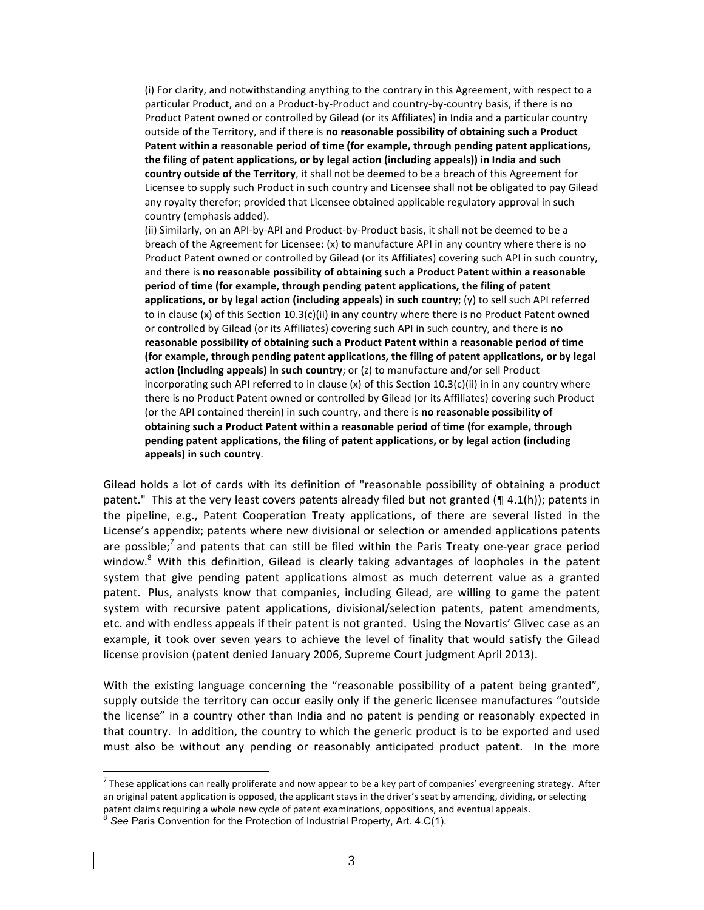> (i) For clarity, and notwithstanding anything to the contrary in this Agreement, with respect to a particular Product, and on a Product-by-Product and country-by-country basis, if there is no Product Patent owned or controlled by Gilead (or its Affiliates) in India and a particular country outside of the Territory, and if there is **no reasonable possibility of obtaining such a Product Patent within a reasonable period of time (for example, through pending patent applications, the filing of patent applications, or by legal action (including appeals)) in India and such country outside of the Territory**, it shall not be deemed to be a breach of this Agreement for Licensee to supply such Product in such country and Licensee shall not be obligated to pay Gilead any royalty therefor; provided that Licensee obtained applicable regulatory approval in such country (emphasis added).
>
> (ii) Similarly, on an API-by-API and Product-by-Product basis, it shall not be deemed to be a breach of the Agreement for Licensee: (x) to manufacture API in any country where there is no Product Patent owned or controlled by Gilead (or its Affiliates) covering such API in such country, and there is **no reasonable possibility of obtaining such a Product Patent within a reasonable period of time (for example, through pending patent applications, the filing of patent applications, or by legal action (including appeals) in such country**; (y) to sell such API referred to in clause (x) of this Section 10.3(c)(ii) in any country where there is no Product Patent owned or controlled by Gilead (or its Affiliates) covering such API in such country, and there is **no reasonable possibility of obtaining such a Product Patent within a reasonable period of time (for example, through pending patent applications, the filing of patent applications, or by legal action (including appeals) in such country**; or (z) to manufacture and/or sell Product incorporating such API referred to in clause (x) of this Section 10.3(c)(ii) in in any country where there is no Product Patent owned or controlled by Gilead (or its Affiliates) covering such Product (or the API contained therein) in such country, and there is **no reasonable possibility of obtaining such a Product Patent within a reasonable period of time (for example, through pending patent applications, the filing of patent applications, or by legal action (including appeals) in such country**.

Gilead holds a lot of cards with its definition of "reasonable possibility of obtaining a product patent." This at the very least covers patents already filed but not granted (¶ 4.1(h)); patents in the pipeline, e.g., Patent Cooperation Treaty applications, of there are several listed in the License's appendix; patents where new divisional or selection or amended applications patents are possible;[7] and patents that can still be filed within the Paris Treaty one-year grace period window.[8] With this definition, Gilead is clearly taking advantages of loopholes in the patent system that give pending patent applications almost as much deterrent value as a granted patent. Plus, analysts know that companies, including Gilead, are willing to game the patent system with recursive patent applications, divisional/selection patents, patent amendments, etc. and with endless appeals if their patent is not granted. Using the Novartis' Glivec case as an example, it took over seven years to achieve the level of finality that would satisfy the Gilead license provision (patent denied January 2006, Supreme Court judgment April 2013).

With the existing language concerning the "reasonable possibility of a patent being granted", supply outside the territory can occur easily only if the generic licensee manufactures "outside the license" in a country other than India and no patent is pending or reasonably expected in that country. In addition, the country to which the generic product is to be exported and used must also be without any pending or reasonably anticipated product patent. In the more

---

[7] These applications can really proliferate and now appear to be a key part of companies' evergreening strategy. After an original patent application is opposed, the applicant stays in the driver's seat by amending, dividing, or selecting patent claims requiring a whole new cycle of patent examinations, oppositions, and eventual appeals.

[8] *See* Paris Convention for the Protection of Industrial Property, Art. 4.C(1).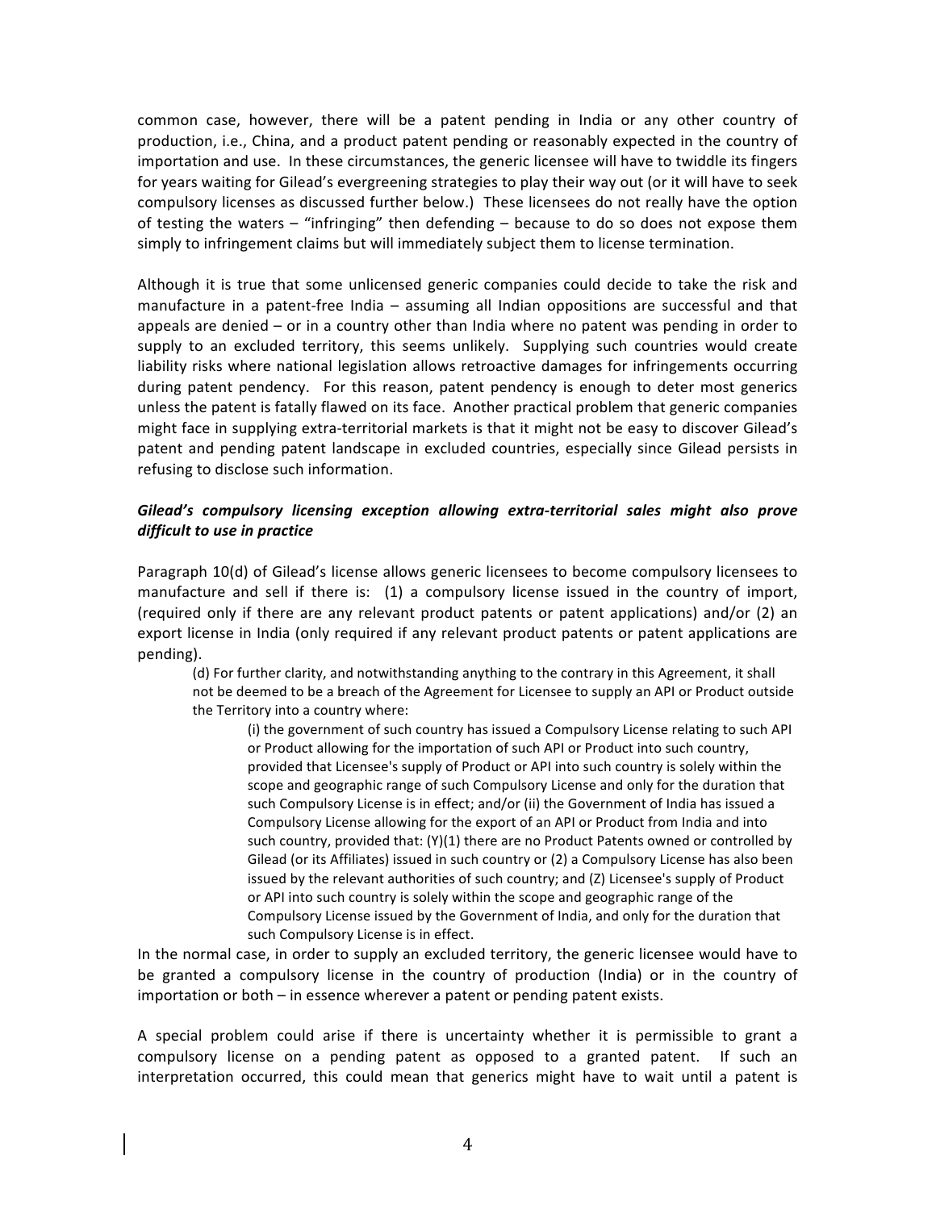common case, however, there will be a patent pending in India or any other country of production, i.e., China, and a product patent pending or reasonably expected in the country of importation and use. In these circumstances, the generic licensee will have to twiddle its fingers for years waiting for Gilead's evergreening strategies to play their way out (or it will have to seek compulsory licenses as discussed further below.) These licensees do not really have the option of testing the waters – "infringing" then defending – because to do so does not expose them simply to infringement claims but will immediately subject them to license termination.

Although it is true that some unlicensed generic companies could decide to take the risk and manufacture in a patent-free India – assuming all Indian oppositions are successful and that appeals are denied – or in a country other than India where no patent was pending in order to supply to an excluded territory, this seems unlikely. Supplying such countries would create liability risks where national legislation allows retroactive damages for infringements occurring during patent pendency. For this reason, patent pendency is enough to deter most generics unless the patent is fatally flawed on its face. Another practical problem that generic companies might face in supplying extra-territorial markets is that it might not be easy to discover Gilead's patent and pending patent landscape in excluded countries, especially since Gilead persists in refusing to disclose such information.

***Gilead's compulsory licensing exception allowing extra-territorial sales might also prove difficult to use in practice***

Paragraph 10(d) of Gilead's license allows generic licensees to become compulsory licensees to manufacture and sell if there is: (1) a compulsory license issued in the country of import, (required only if there are any relevant product patents or patent applications) and/or (2) an export license in India (only required if any relevant product patents or patent applications are pending).

> (d) For further clarity, and notwithstanding anything to the contrary in this Agreement, it shall not be deemed to be a breach of the Agreement for Licensee to supply an API or Product outside the Territory into a country where:
>
> (i) the government of such country has issued a Compulsory License relating to such API or Product allowing for the importation of such API or Product into such country, provided that Licensee's supply of Product or API into such country is solely within the scope and geographic range of such Compulsory License and only for the duration that such Compulsory License is in effect; and/or (ii) the Government of India has issued a Compulsory License allowing for the export of an API or Product from India and into such country, provided that: (Y)(1) there are no Product Patents owned or controlled by Gilead (or its Affiliates) issued in such country or (2) a Compulsory License has also been issued by the relevant authorities of such country; and (Z) Licensee's supply of Product or API into such country is solely within the scope and geographic range of the Compulsory License issued by the Government of India, and only for the duration that such Compulsory License is in effect.

In the normal case, in order to supply an excluded territory, the generic licensee would have to be granted a compulsory license in the country of production (India) or in the country of importation or both – in essence wherever a patent or pending patent exists.

A special problem could arise if there is uncertainty whether it is permissible to grant a compulsory license on a pending patent as opposed to a granted patent. If such an interpretation occurred, this could mean that generics might have to wait until a patent is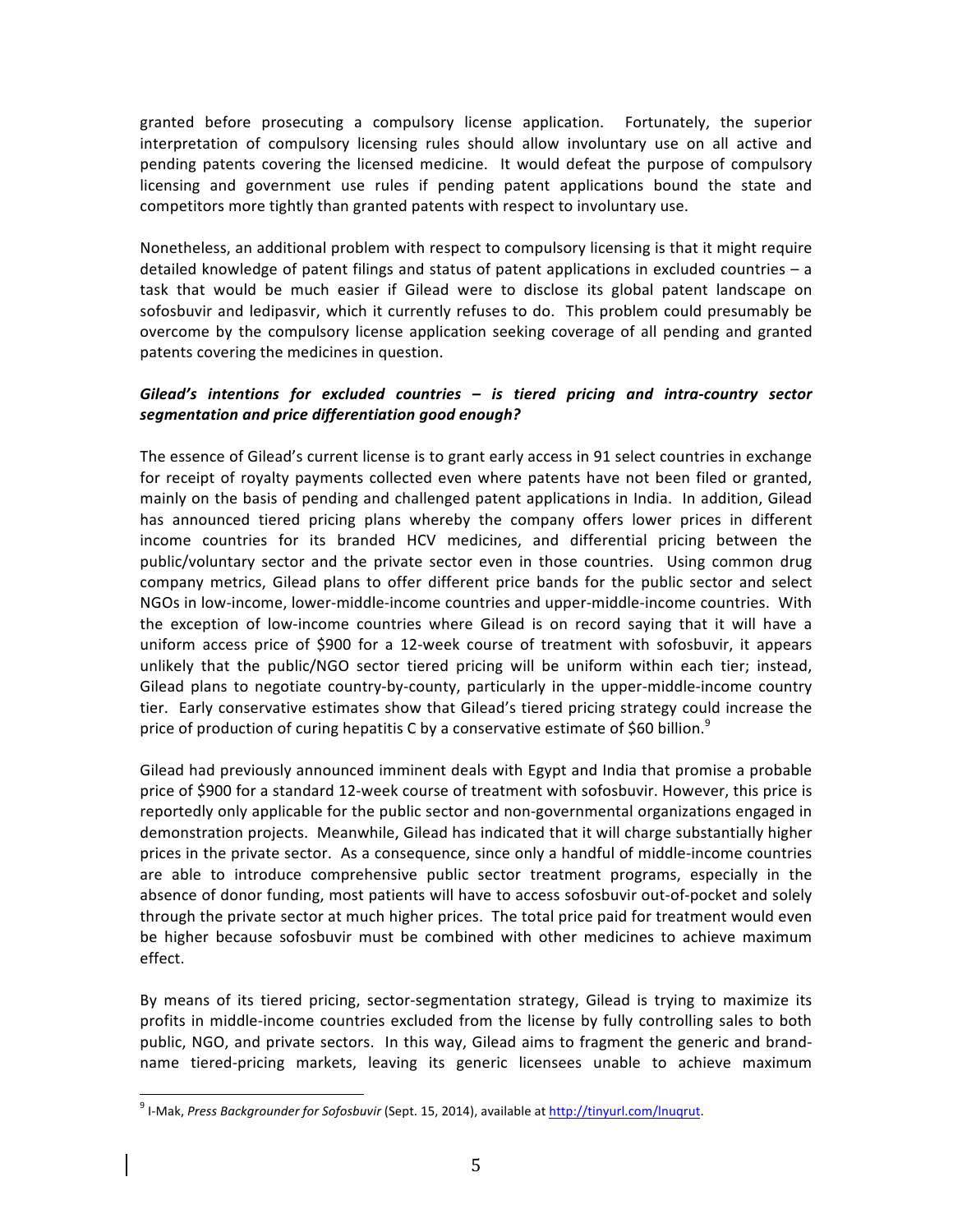granted before prosecuting a compulsory license application. Fortunately, the superior interpretation of compulsory licensing rules should allow involuntary use on all active and pending patents covering the licensed medicine. It would defeat the purpose of compulsory licensing and government use rules if pending patent applications bound the state and competitors more tightly than granted patents with respect to involuntary use.

Nonetheless, an additional problem with respect to compulsory licensing is that it might require detailed knowledge of patent filings and status of patent applications in excluded countries – a task that would be much easier if Gilead were to disclose its global patent landscape on sofosbuvir and ledipasvir, which it currently refuses to do. This problem could presumably be overcome by the compulsory license application seeking coverage of all pending and granted patents covering the medicines in question.

***Gilead's intentions for excluded countries – is tiered pricing and intra-country sector segmentation and price differentiation good enough?***

The essence of Gilead's current license is to grant early access in 91 select countries in exchange for receipt of royalty payments collected even where patents have not been filed or granted, mainly on the basis of pending and challenged patent applications in India. In addition, Gilead has announced tiered pricing plans whereby the company offers lower prices in different income countries for its branded HCV medicines, and differential pricing between the public/voluntary sector and the private sector even in those countries. Using common drug company metrics, Gilead plans to offer different price bands for the public sector and select NGOs in low-income, lower-middle-income countries and upper-middle-income countries. With the exception of low-income countries where Gilead is on record saying that it will have a uniform access price of $900 for a 12-week course of treatment with sofosbuvir, it appears unlikely that the public/NGO sector tiered pricing will be uniform within each tier; instead, Gilead plans to negotiate country-by-county, particularly in the upper-middle-income country tier. Early conservative estimates show that Gilead's tiered pricing strategy could increase the price of production of curing hepatitis C by a conservative estimate of $60 billion.[9]

Gilead had previously announced imminent deals with Egypt and India that promise a probable price of $900 for a standard 12-week course of treatment with sofosbuvir. However, this price is reportedly only applicable for the public sector and non-governmental organizations engaged in demonstration projects. Meanwhile, Gilead has indicated that it will charge substantially higher prices in the private sector. As a consequence, since only a handful of middle-income countries are able to introduce comprehensive public sector treatment programs, especially in the absence of donor funding, most patients will have to access sofosbuvir out-of-pocket and solely through the private sector at much higher prices. The total price paid for treatment would even be higher because sofosbuvir must be combined with other medicines to achieve maximum effect.

By means of its tiered pricing, sector-segmentation strategy, Gilead is trying to maximize its profits in middle-income countries excluded from the license by fully controlling sales to both public, NGO, and private sectors. In this way, Gilead aims to fragment the generic and brand-name tiered-pricing markets, leaving its generic licensees unable to achieve maximum

---

[9] I-Mak, *Press Backgrounder for Sofosbuvir* (Sept. 15, 2014), available at http://tinyurl.com/lnuqrut.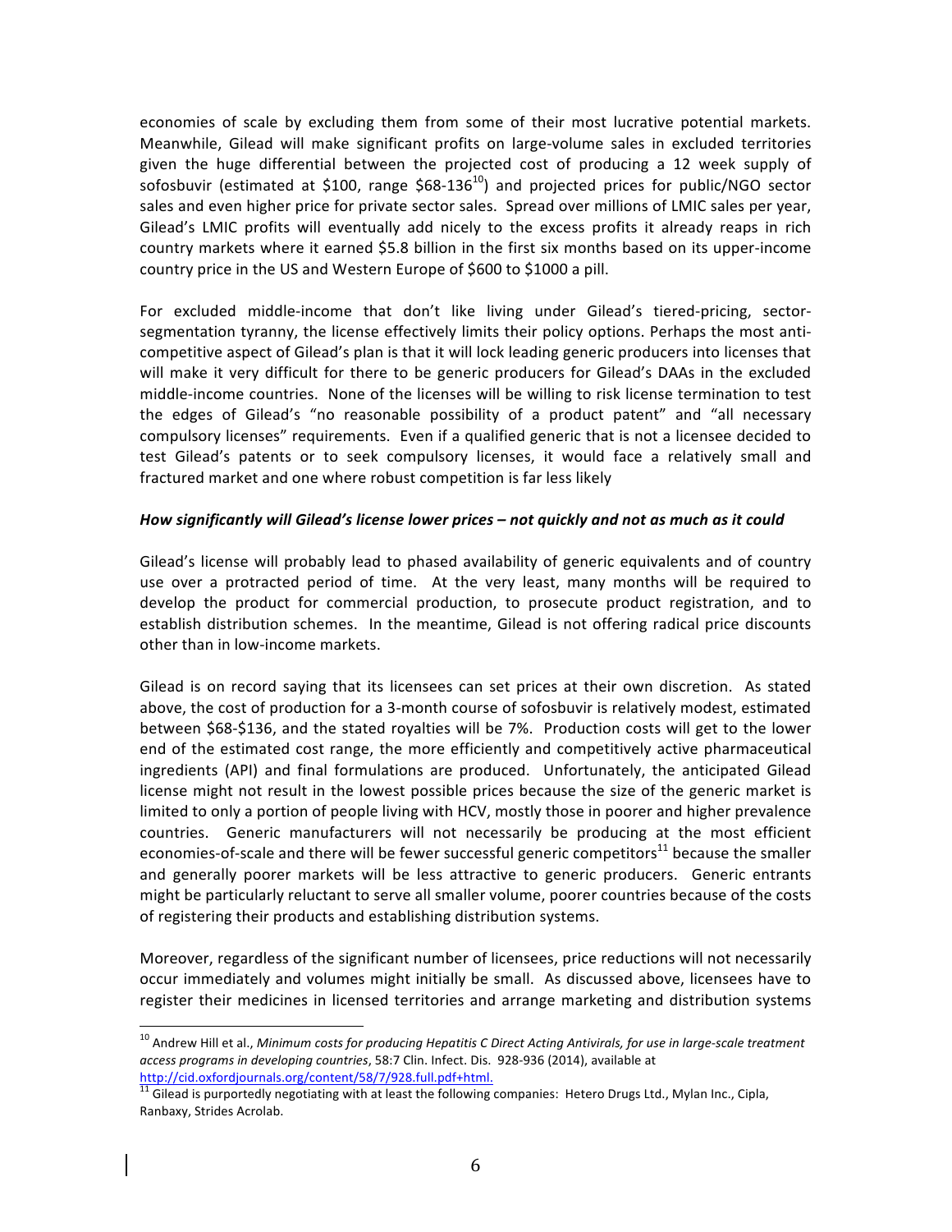economies of scale by excluding them from some of their most lucrative potential markets. Meanwhile, Gilead will make significant profits on large-volume sales in excluded territories given the huge differential between the projected cost of producing a 12 week supply of sofosbuvir (estimated at $100, range $68-136[10]) and projected prices for public/NGO sector sales and even higher price for private sector sales. Spread over millions of LMIC sales per year, Gilead's LMIC profits will eventually add nicely to the excess profits it already reaps in rich country markets where it earned $5.8 billion in the first six months based on its upper-income country price in the US and Western Europe of $600 to $1000 a pill.

For excluded middle-income that don't like living under Gilead's tiered-pricing, sector-segmentation tyranny, the license effectively limits their policy options. Perhaps the most anti-competitive aspect of Gilead's plan is that it will lock leading generic producers into licenses that will make it very difficult for there to be generic producers for Gilead's DAAs in the excluded middle-income countries. None of the licenses will be willing to risk license termination to test the edges of Gilead's "no reasonable possibility of a product patent" and "all necessary compulsory licenses" requirements. Even if a qualified generic that is not a licensee decided to test Gilead's patents or to seek compulsory licenses, it would face a relatively small and fractured market and one where robust competition is far less likely

***How significantly will Gilead's license lower prices – not quickly and not as much as it could***

Gilead's license will probably lead to phased availability of generic equivalents and of country use over a protracted period of time. At the very least, many months will be required to develop the product for commercial production, to prosecute product registration, and to establish distribution schemes. In the meantime, Gilead is not offering radical price discounts other than in low-income markets.

Gilead is on record saying that its licensees can set prices at their own discretion. As stated above, the cost of production for a 3-month course of sofosbuvir is relatively modest, estimated between $68-$136, and the stated royalties will be 7%. Production costs will get to the lower end of the estimated cost range, the more efficiently and competitively active pharmaceutical ingredients (API) and final formulations are produced. Unfortunately, the anticipated Gilead license might not result in the lowest possible prices because the size of the generic market is limited to only a portion of people living with HCV, mostly those in poorer and higher prevalence countries. Generic manufacturers will not necessarily be producing at the most efficient economies-of-scale and there will be fewer successful generic competitors[11] because the smaller and generally poorer markets will be less attractive to generic producers. Generic entrants might be particularly reluctant to serve all smaller volume, poorer countries because of the costs of registering their products and establishing distribution systems.

Moreover, regardless of the significant number of licensees, price reductions will not necessarily occur immediately and volumes might initially be small. As discussed above, licensees have to register their medicines in licensed territories and arrange marketing and distribution systems

---

[10] Andrew Hill et al., *Minimum costs for producing Hepatitis C Direct Acting Antivirals, for use in large-scale treatment access programs in developing countries*, 58:7 Clin. Infect. Dis. 928-936 (2014), available at http://cid.oxfordjournals.org/content/58/7/928.full.pdf+html.

[11] Gilead is purportedly negotiating with at least the following companies: Hetero Drugs Ltd., Mylan Inc., Cipla, Ranbaxy, Strides Acrolab.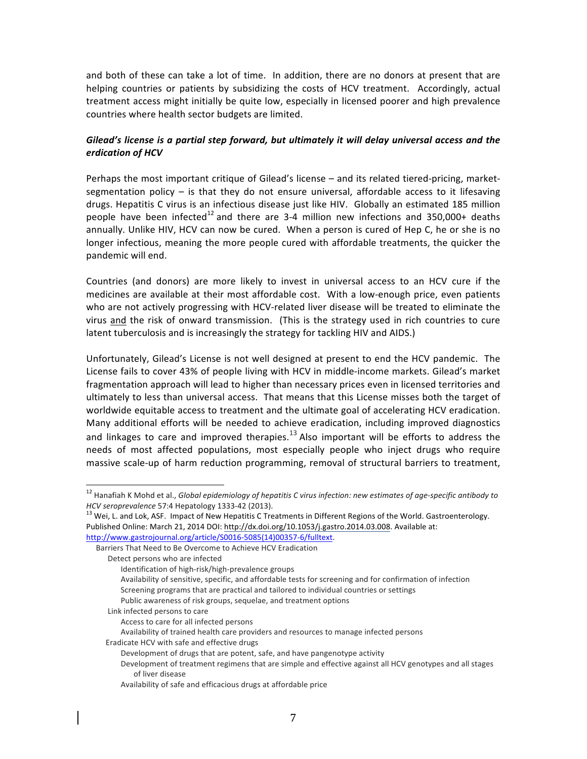and both of these can take a lot of time. In addition, there are no donors at present that are helping countries or patients by subsidizing the costs of HCV treatment. Accordingly, actual treatment access might initially be quite low, especially in licensed poorer and high prevalence countries where health sector budgets are limited.

***Gilead's license is a partial step forward, but ultimately it will delay universal access and the erdication of HCV***

Perhaps the most important critique of Gilead's license – and its related tiered-pricing, market-segmentation policy – is that they do not ensure universal, affordable access to it lifesaving drugs. Hepatitis C virus is an infectious disease just like HIV. Globally an estimated 185 million people have been infected[12] and there are 3-4 million new infections and 350,000+ deaths annually. Unlike HIV, HCV can now be cured. When a person is cured of Hep C, he or she is no longer infectious, meaning the more people cured with affordable treatments, the quicker the pandemic will end.

Countries (and donors) are more likely to invest in universal access to an HCV cure if the medicines are available at their most affordable cost. With a low-enough price, even patients who are not actively progressing with HCV-related liver disease will be treated to eliminate the virus and the risk of onward transmission. (This is the strategy used in rich countries to cure latent tuberculosis and is increasingly the strategy for tackling HIV and AIDS.)

Unfortunately, Gilead's License is not well designed at present to end the HCV pandemic. The License fails to cover 43% of people living with HCV in middle-income markets. Gilead's market fragmentation approach will lead to higher than necessary prices even in licensed territories and ultimately to less than universal access. That means that this License misses both the target of worldwide equitable access to treatment and the ultimate goal of accelerating HCV eradication. Many additional efforts will be needed to achieve eradication, including improved diagnostics and linkages to care and improved therapies.[13] Also important will be efforts to address the needs of most affected populations, most especially people who inject drugs who require massive scale-up of harm reduction programming, removal of structural barriers to treatment,

---

[12] Hanafiah K Mohd et al., *Global epidemiology of hepatitis C virus infection: new estimates of age-specific antibody to HCV seroprevalence* 57:4 Hepatology 1333-42 (2013).

[13] Wei, L. and Lok, ASF. Impact of New Hepatitis C Treatments in Different Regions of the World. Gastroenterology. Published Online: March 21, 2014 DOI: http://dx.doi.org/10.1053/j.gastro.2014.03.008. Available at: http://www.gastrojournal.org/article/S0016-5085(14)00357-6/fulltext.

Barriers That Need to Be Overcome to Achieve HCV Eradication

- Detect persons who are infected
  - Identification of high-risk/high-prevalence groups
  - Availability of sensitive, specific, and affordable tests for screening and for confirmation of infection
  - Screening programs that are practical and tailored to individual countries or settings
  - Public awareness of risk groups, sequelae, and treatment options
- Link infected persons to care
  - Access to care for all infected persons
  - Availability of trained health care providers and resources to manage infected persons
- Eradicate HCV with safe and effective drugs
  - Development of drugs that are potent, safe, and have pangenotype activity
  - Development of treatment regimens that are simple and effective against all HCV genotypes and all stages of liver disease
  - Availability of safe and efficacious drugs at affordable price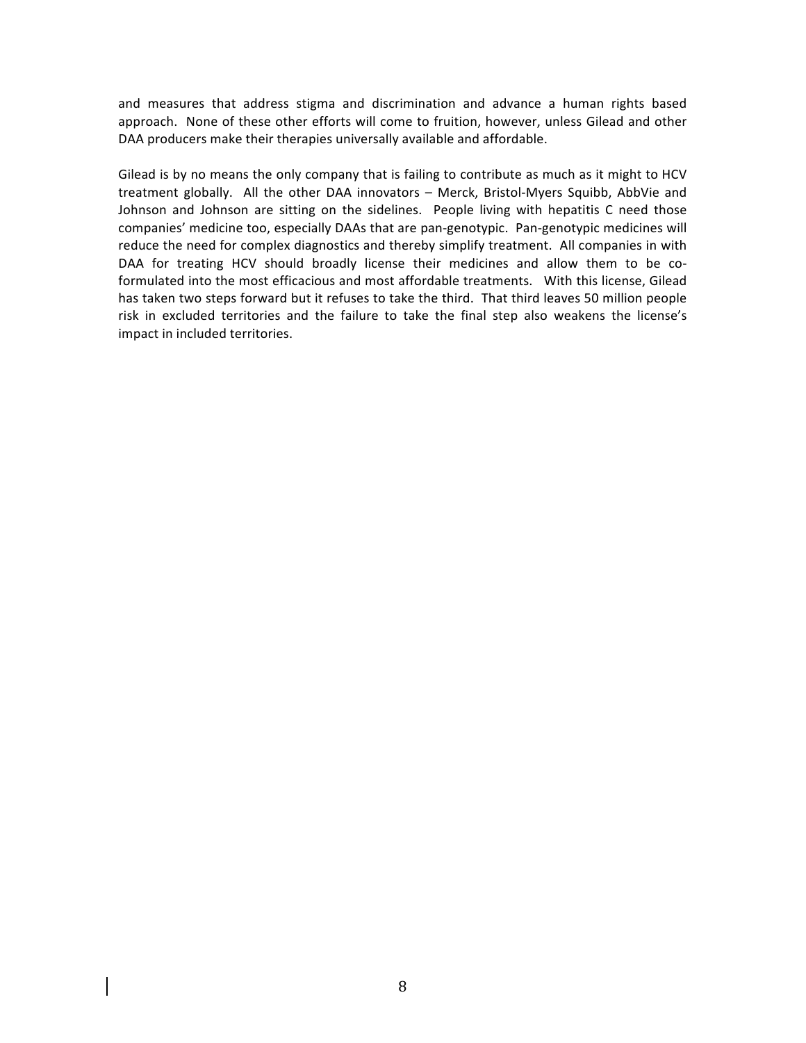and measures that address stigma and discrimination and advance a human rights based approach. None of these other efforts will come to fruition, however, unless Gilead and other DAA producers make their therapies universally available and affordable.

Gilead is by no means the only company that is failing to contribute as much as it might to HCV treatment globally. All the other DAA innovators – Merck, Bristol-Myers Squibb, AbbVie and Johnson and Johnson are sitting on the sidelines. People living with hepatitis C need those companies' medicine too, especially DAAs that are pan-genotypic. Pan-genotypic medicines will reduce the need for complex diagnostics and thereby simplify treatment. All companies in with DAA for treating HCV should broadly license their medicines and allow them to be co-formulated into the most efficacious and most affordable treatments. With this license, Gilead has taken two steps forward but it refuses to take the third. That third leaves 50 million people risk in excluded territories and the failure to take the final step also weakens the license's impact in included territories.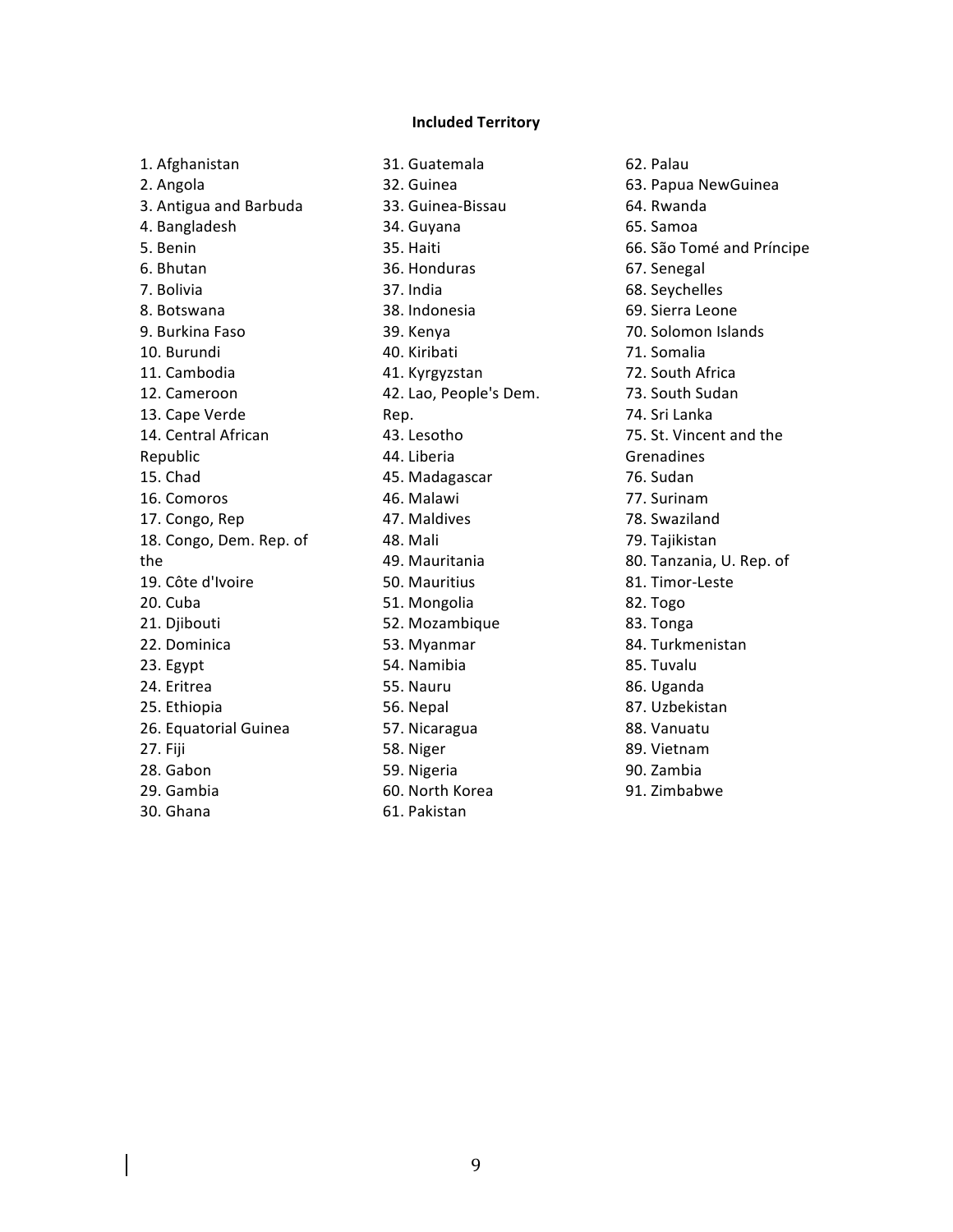**Included Territory**

1. Afghanistan
2. Angola
3. Antigua and Barbuda
4. Bangladesh
5. Benin
6. Bhutan
7. Bolivia
8. Botswana
9. Burkina Faso
10. Burundi
11. Cambodia
12. Cameroon
13. Cape Verde
14. Central African Republic
15. Chad
16. Comoros
17. Congo, Rep
18. Congo, Dem. Rep. of the
19. Côte d'Ivoire
20. Cuba
21. Djibouti
22. Dominica
23. Egypt
24. Eritrea
25. Ethiopia
26. Equatorial Guinea
27. Fiji
28. Gabon
29. Gambia
30. Ghana
31. Guatemala
32. Guinea
33. Guinea-Bissau
34. Guyana
35. Haiti
36. Honduras
37. India
38. Indonesia
39. Kenya
40. Kiribati
41. Kyrgyzstan
42. Lao, People's Dem. Rep.
43. Lesotho
44. Liberia
45. Madagascar
46. Malawi
47. Maldives
48. Mali
49. Mauritania
50. Mauritius
51. Mongolia
52. Mozambique
53. Myanmar
54. Namibia
55. Nauru
56. Nepal
57. Nicaragua
58. Niger
59. Nigeria
60. North Korea
61. Pakistan
62. Palau
63. Papua NewGuinea
64. Rwanda
65. Samoa
66. São Tomé and Príncipe
67. Senegal
68. Seychelles
69. Sierra Leone
70. Solomon Islands
71. Somalia
72. South Africa
73. South Sudan
74. Sri Lanka
75. St. Vincent and the Grenadines
76. Sudan
77. Surinam
78. Swaziland
79. Tajikistan
80. Tanzania, U. Rep. of
81. Timor-Leste
82. Togo
83. Tonga
84. Turkmenistan
85. Tuvalu
86. Uganda
87. Uzbekistan
88. Vanuatu
89. Vietnam
90. Zambia
91. Zimbabwe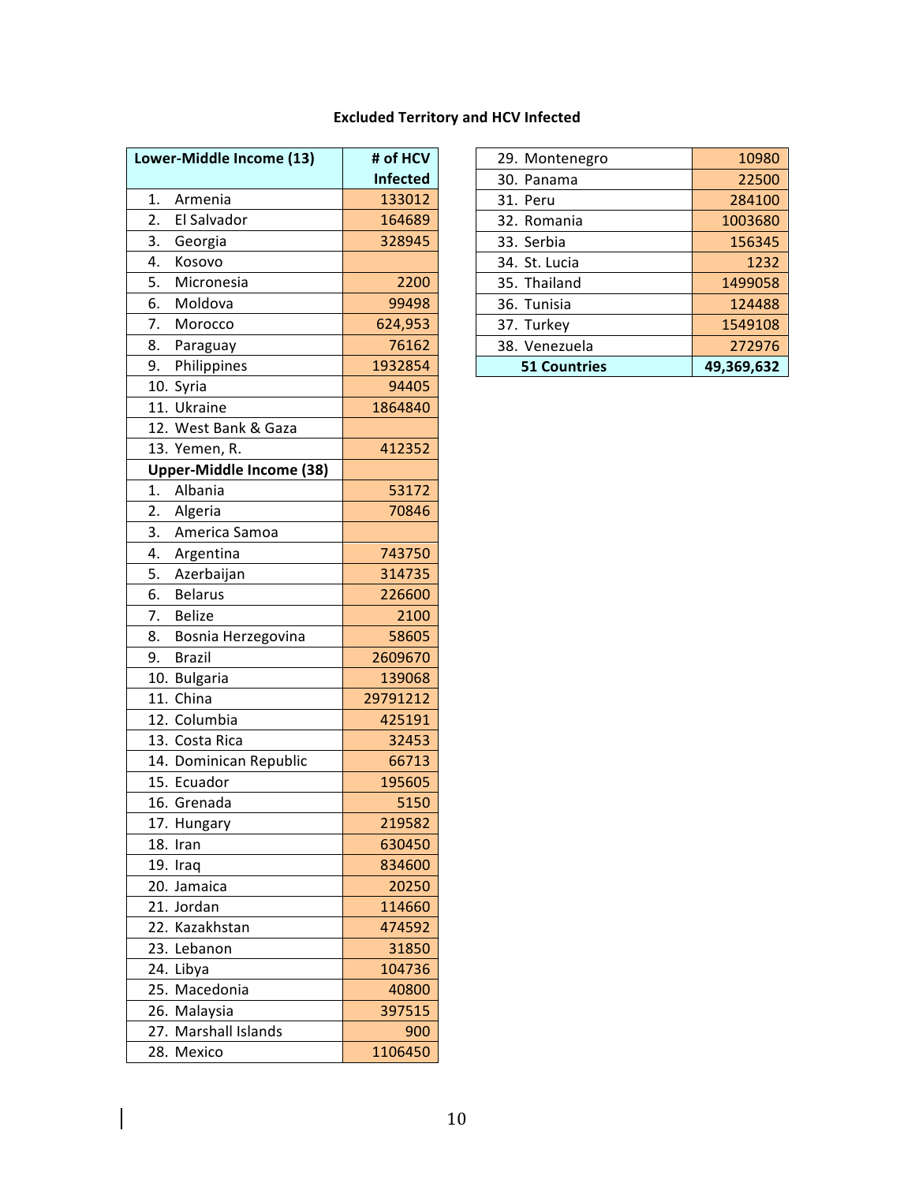**Excluded Territory and HCV Infected**

| Lower-Middle Income (13) | # of HCV Infected |
|---|---|
| 1. Armenia | 133012 |
| 2. El Salvador | 164689 |
| 3. Georgia | 328945 |
| 4. Kosovo | |
| 5. Micronesia | 2200 |
| 6. Moldova | 99498 |
| 7. Morocco | 624,953 |
| 8. Paraguay | 76162 |
| 9. Philippines | 1932854 |
| 10. Syria | 94405 |
| 11. Ukraine | 1864840 |
| 12. West Bank & Gaza | |
| 13. Yemen, R. | 412352 |
| **Upper-Middle Income (38)** | |
| 1. Albania | 53172 |
| 2. Algeria | 70846 |
| 3. America Samoa | |
| 4. Argentina | 743750 |
| 5. Azerbaijan | 314735 |
| 6. Belarus | 226600 |
| 7. Belize | 2100 |
| 8. Bosnia Herzegovina | 58605 |
| 9. Brazil | 2609670 |
| 10. Bulgaria | 139068 |
| 11. China | 29791212 |
| 12. Columbia | 425191 |
| 13. Costa Rica | 32453 |
| 14. Dominican Republic | 66713 |
| 15. Ecuador | 195605 |
| 16. Grenada | 5150 |
| 17. Hungary | 219582 |
| 18. Iran | 630450 |
| 19. Iraq | 834600 |
| 20. Jamaica | 20250 |
| 21. Jordan | 114660 |
| 22. Kazakhstan | 474592 |
| 23. Lebanon | 31850 |
| 24. Libya | 104736 |
| 25. Macedonia | 40800 |
| 26. Malaysia | 397515 |
| 27. Marshall Islands | 900 |
| 28. Mexico | 1106450 |
| 29. Montenegro | 10980 |
| 30. Panama | 22500 |
| 31. Peru | 284100 |
| 32. Romania | 1003680 |
| 33. Serbia | 156345 |
| 34. St. Lucia | 1232 |
| 35. Thailand | 1499058 |
| 36. Tunisia | 124488 |
| 37. Turkey | 1549108 |
| 38. Venezuela | 272976 |
| **51 Countries** | **49,369,632** |